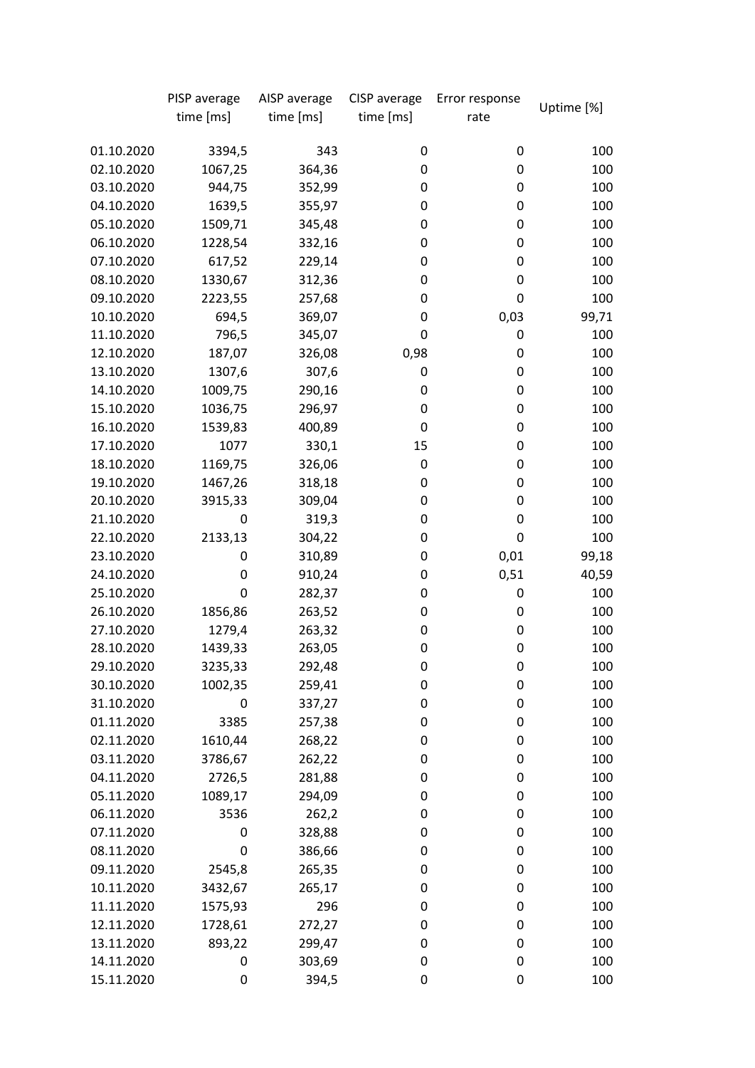| | PISP average time [ms] | AISP average time [ms] | CISP average time [ms] | Error response rate | Uptime [%] |
|---|---|---|---|---|---|
| 01.10.2020 | 3394,5 | 343 | 0 | 0 | 100 |
| 02.10.2020 | 1067,25 | 364,36 | 0 | 0 | 100 |
| 03.10.2020 | 944,75 | 352,99 | 0 | 0 | 100 |
| 04.10.2020 | 1639,5 | 355,97 | 0 | 0 | 100 |
| 05.10.2020 | 1509,71 | 345,48 | 0 | 0 | 100 |
| 06.10.2020 | 1228,54 | 332,16 | 0 | 0 | 100 |
| 07.10.2020 | 617,52 | 229,14 | 0 | 0 | 100 |
| 08.10.2020 | 1330,67 | 312,36 | 0 | 0 | 100 |
| 09.10.2020 | 2223,55 | 257,68 | 0 | 0 | 100 |
| 10.10.2020 | 694,5 | 369,07 | 0 | 0,03 | 99,71 |
| 11.10.2020 | 796,5 | 345,07 | 0 | 0 | 100 |
| 12.10.2020 | 187,07 | 326,08 | 0,98 | 0 | 100 |
| 13.10.2020 | 1307,6 | 307,6 | 0 | 0 | 100 |
| 14.10.2020 | 1009,75 | 290,16 | 0 | 0 | 100 |
| 15.10.2020 | 1036,75 | 296,97 | 0 | 0 | 100 |
| 16.10.2020 | 1539,83 | 400,89 | 0 | 0 | 100 |
| 17.10.2020 | 1077 | 330,1 | 15 | 0 | 100 |
| 18.10.2020 | 1169,75 | 326,06 | 0 | 0 | 100 |
| 19.10.2020 | 1467,26 | 318,18 | 0 | 0 | 100 |
| 20.10.2020 | 3915,33 | 309,04 | 0 | 0 | 100 |
| 21.10.2020 | 0 | 319,3 | 0 | 0 | 100 |
| 22.10.2020 | 2133,13 | 304,22 | 0 | 0 | 100 |
| 23.10.2020 | 0 | 310,89 | 0 | 0,01 | 99,18 |
| 24.10.2020 | 0 | 910,24 | 0 | 0,51 | 40,59 |
| 25.10.2020 | 0 | 282,37 | 0 | 0 | 100 |
| 26.10.2020 | 1856,86 | 263,52 | 0 | 0 | 100 |
| 27.10.2020 | 1279,4 | 263,32 | 0 | 0 | 100 |
| 28.10.2020 | 1439,33 | 263,05 | 0 | 0 | 100 |
| 29.10.2020 | 3235,33 | 292,48 | 0 | 0 | 100 |
| 30.10.2020 | 1002,35 | 259,41 | 0 | 0 | 100 |
| 31.10.2020 | 0 | 337,27 | 0 | 0 | 100 |
| 01.11.2020 | 3385 | 257,38 | 0 | 0 | 100 |
| 02.11.2020 | 1610,44 | 268,22 | 0 | 0 | 100 |
| 03.11.2020 | 3786,67 | 262,22 | 0 | 0 | 100 |
| 04.11.2020 | 2726,5 | 281,88 | 0 | 0 | 100 |
| 05.11.2020 | 1089,17 | 294,09 | 0 | 0 | 100 |
| 06.11.2020 | 3536 | 262,2 | 0 | 0 | 100 |
| 07.11.2020 | 0 | 328,88 | 0 | 0 | 100 |
| 08.11.2020 | 0 | 386,66 | 0 | 0 | 100 |
| 09.11.2020 | 2545,8 | 265,35 | 0 | 0 | 100 |
| 10.11.2020 | 3432,67 | 265,17 | 0 | 0 | 100 |
| 11.11.2020 | 1575,93 | 296 | 0 | 0 | 100 |
| 12.11.2020 | 1728,61 | 272,27 | 0 | 0 | 100 |
| 13.11.2020 | 893,22 | 299,47 | 0 | 0 | 100 |
| 14.11.2020 | 0 | 303,69 | 0 | 0 | 100 |
| 15.11.2020 | 0 | 394,5 | 0 | 0 | 100 |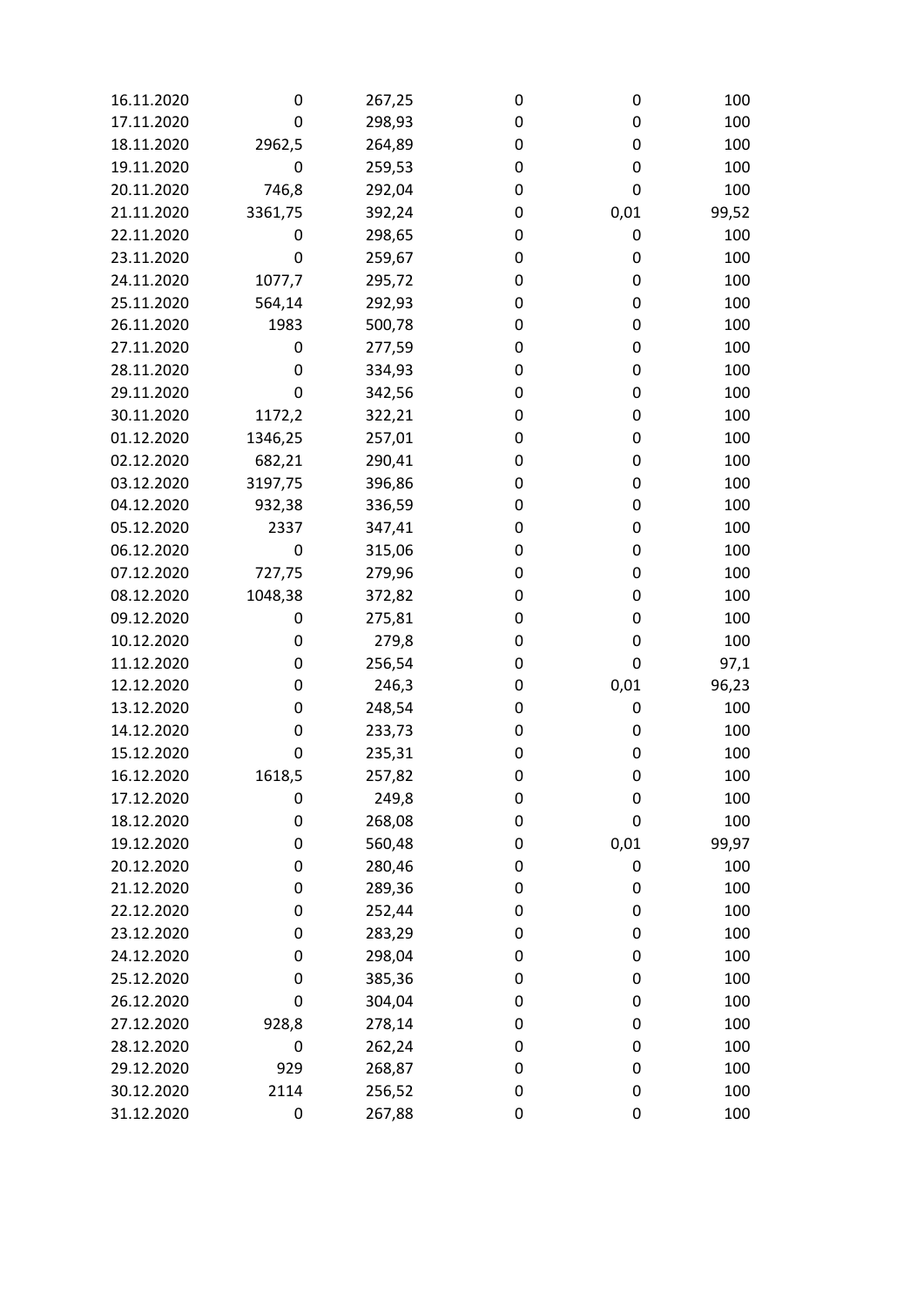| | | | | | |
|---|---|---|---|---|---|
| 16.11.2020 | 0 | 267,25 | 0 | 0 | 100 |
| 17.11.2020 | 0 | 298,93 | 0 | 0 | 100 |
| 18.11.2020 | 2962,5 | 264,89 | 0 | 0 | 100 |
| 19.11.2020 | 0 | 259,53 | 0 | 0 | 100 |
| 20.11.2020 | 746,8 | 292,04 | 0 | 0 | 100 |
| 21.11.2020 | 3361,75 | 392,24 | 0 | 0,01 | 99,52 |
| 22.11.2020 | 0 | 298,65 | 0 | 0 | 100 |
| 23.11.2020 | 0 | 259,67 | 0 | 0 | 100 |
| 24.11.2020 | 1077,7 | 295,72 | 0 | 0 | 100 |
| 25.11.2020 | 564,14 | 292,93 | 0 | 0 | 100 |
| 26.11.2020 | 1983 | 500,78 | 0 | 0 | 100 |
| 27.11.2020 | 0 | 277,59 | 0 | 0 | 100 |
| 28.11.2020 | 0 | 334,93 | 0 | 0 | 100 |
| 29.11.2020 | 0 | 342,56 | 0 | 0 | 100 |
| 30.11.2020 | 1172,2 | 322,21 | 0 | 0 | 100 |
| 01.12.2020 | 1346,25 | 257,01 | 0 | 0 | 100 |
| 02.12.2020 | 682,21 | 290,41 | 0 | 0 | 100 |
| 03.12.2020 | 3197,75 | 396,86 | 0 | 0 | 100 |
| 04.12.2020 | 932,38 | 336,59 | 0 | 0 | 100 |
| 05.12.2020 | 2337 | 347,41 | 0 | 0 | 100 |
| 06.12.2020 | 0 | 315,06 | 0 | 0 | 100 |
| 07.12.2020 | 727,75 | 279,96 | 0 | 0 | 100 |
| 08.12.2020 | 1048,38 | 372,82 | 0 | 0 | 100 |
| 09.12.2020 | 0 | 275,81 | 0 | 0 | 100 |
| 10.12.2020 | 0 | 279,8 | 0 | 0 | 100 |
| 11.12.2020 | 0 | 256,54 | 0 | 0 | 97,1 |
| 12.12.2020 | 0 | 246,3 | 0 | 0,01 | 96,23 |
| 13.12.2020 | 0 | 248,54 | 0 | 0 | 100 |
| 14.12.2020 | 0 | 233,73 | 0 | 0 | 100 |
| 15.12.2020 | 0 | 235,31 | 0 | 0 | 100 |
| 16.12.2020 | 1618,5 | 257,82 | 0 | 0 | 100 |
| 17.12.2020 | 0 | 249,8 | 0 | 0 | 100 |
| 18.12.2020 | 0 | 268,08 | 0 | 0 | 100 |
| 19.12.2020 | 0 | 560,48 | 0 | 0,01 | 99,97 |
| 20.12.2020 | 0 | 280,46 | 0 | 0 | 100 |
| 21.12.2020 | 0 | 289,36 | 0 | 0 | 100 |
| 22.12.2020 | 0 | 252,44 | 0 | 0 | 100 |
| 23.12.2020 | 0 | 283,29 | 0 | 0 | 100 |
| 24.12.2020 | 0 | 298,04 | 0 | 0 | 100 |
| 25.12.2020 | 0 | 385,36 | 0 | 0 | 100 |
| 26.12.2020 | 0 | 304,04 | 0 | 0 | 100 |
| 27.12.2020 | 928,8 | 278,14 | 0 | 0 | 100 |
| 28.12.2020 | 0 | 262,24 | 0 | 0 | 100 |
| 29.12.2020 | 929 | 268,87 | 0 | 0 | 100 |
| 30.12.2020 | 2114 | 256,52 | 0 | 0 | 100 |
| 31.12.2020 | 0 | 267,88 | 0 | 0 | 100 |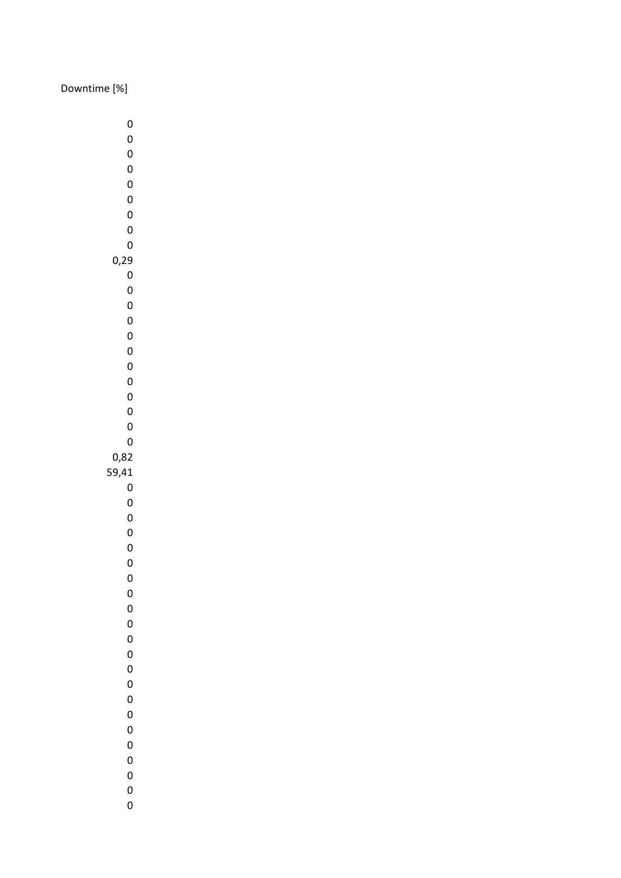| Downtime [%] |
|---:|
| 0 |
| 0 |
| 0 |
| 0 |
| 0 |
| 0 |
| 0 |
| 0 |
| 0 |
| 0,29 |
| 0 |
| 0 |
| 0 |
| 0 |
| 0 |
| 0 |
| 0 |
| 0 |
| 0 |
| 0 |
| 0 |
| 0 |
| 0,82 |
| 59,41 |
| 0 |
| 0 |
| 0 |
| 0 |
| 0 |
| 0 |
| 0 |
| 0 |
| 0 |
| 0 |
| 0 |
| 0 |
| 0 |
| 0 |
| 0 |
| 0 |
| 0 |
| 0 |
| 0 |
| 0 |
| 0 |
| 0 |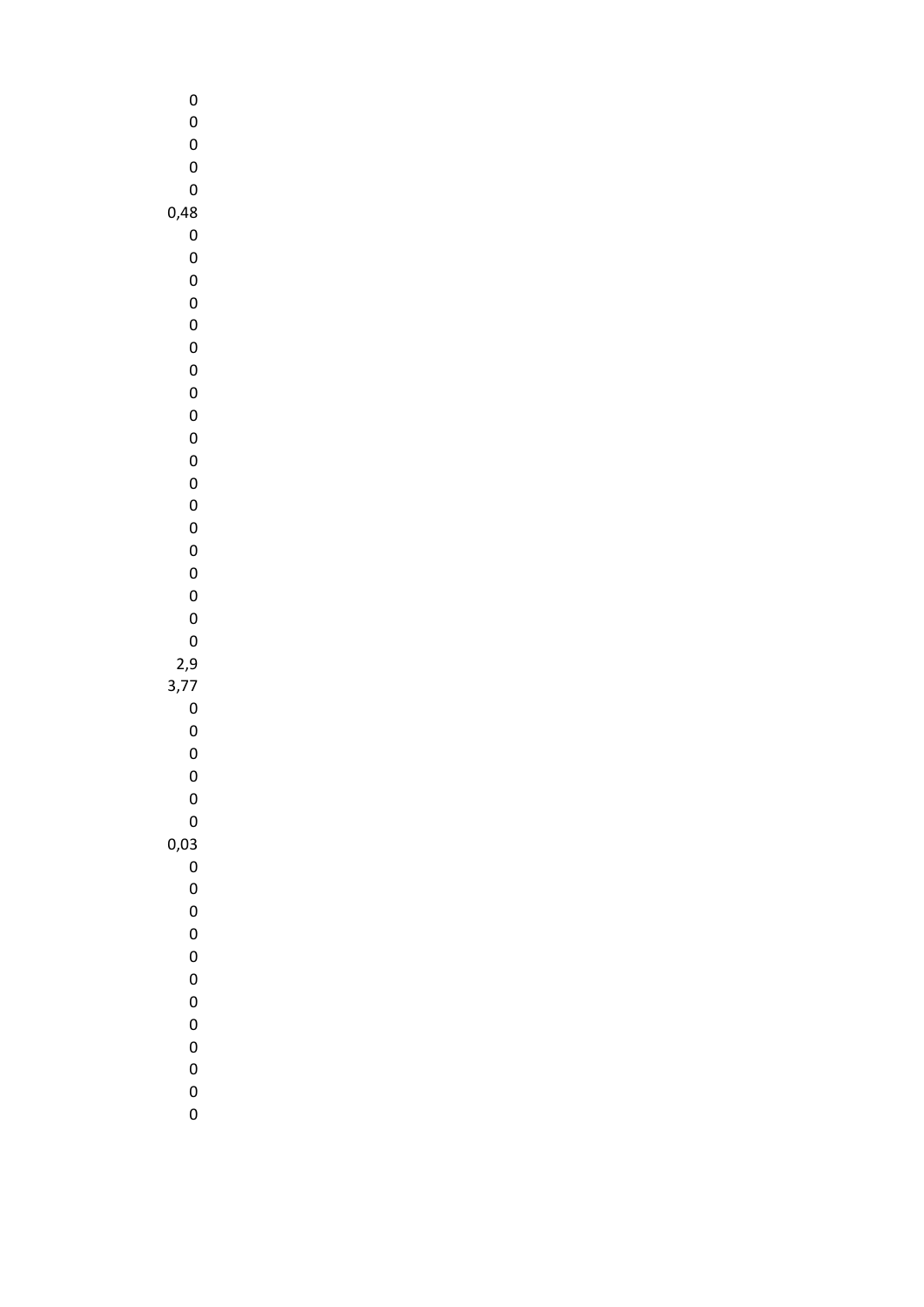0
0
0
0
0
0,48
0
0
0
0
0
0
0
0
0
0
0
0
0
0
0
0
0
0
0
2,9
3,77
0
0
0
0
0
0
0,03
0
0
0
0
0
0
0
0
0
0
0
0